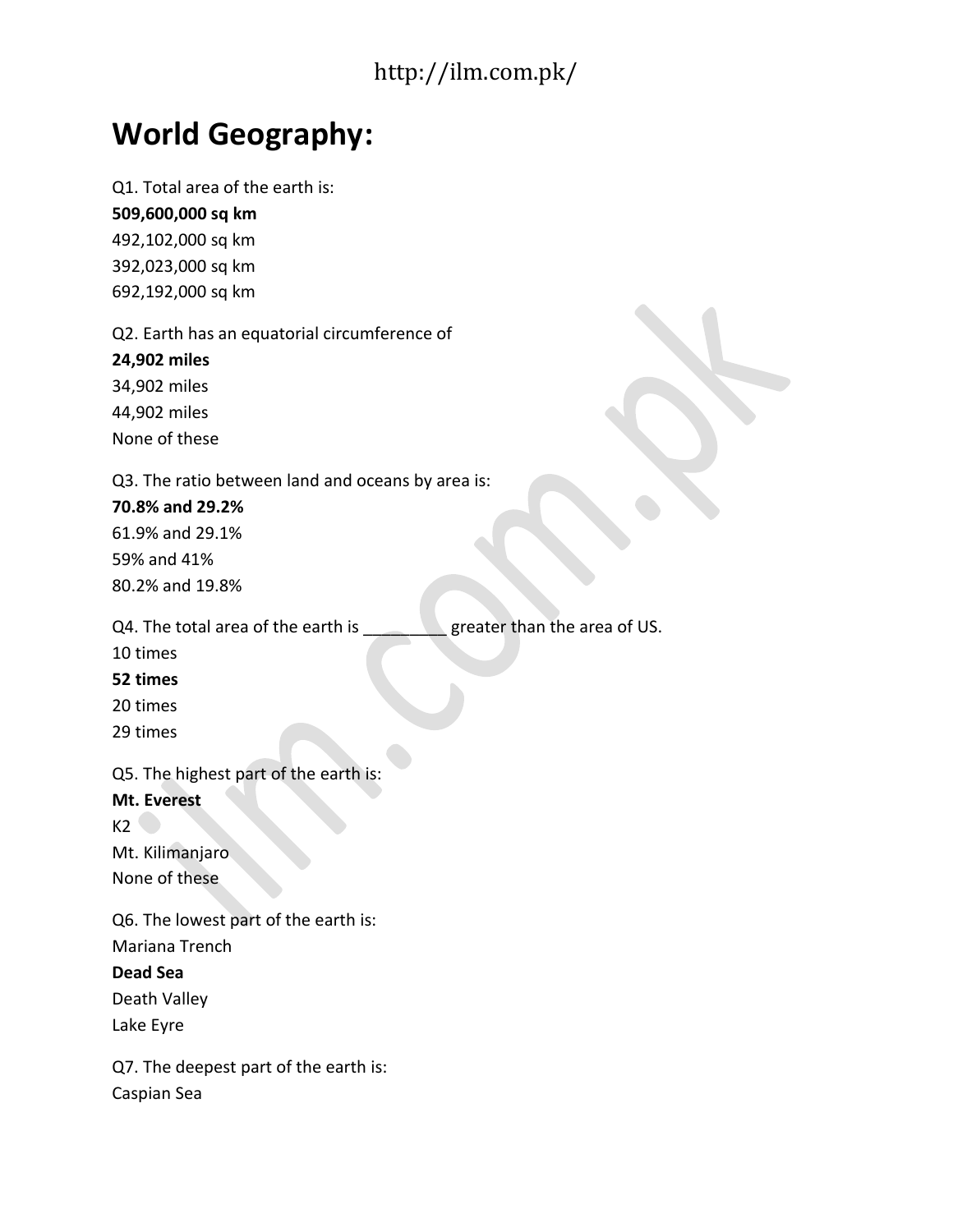# World Geography:

Q1. Total area of the earth is:
**509,600,000 sq km**
492,102,000 sq km
392,023,000 sq km
692,192,000 sq km

Q2. Earth has an equatorial circumference of
**24,902 miles**
34,902 miles
44,902 miles
None of these

Q3. The ratio between land and oceans by area is:
**70.8% and 29.2%**
61.9% and 29.1%
59% and 41%
80.2% and 19.8%

Q4. The total area of the earth is _________ greater than the area of US.
10 times
**52 times**
20 times
29 times

Q5. The highest part of the earth is:
**Mt. Everest**
K2
Mt. Kilimanjaro
None of these

Q6. The lowest part of the earth is:
Mariana Trench
**Dead Sea**
Death Valley
Lake Eyre

Q7. The deepest part of the earth is:
Caspian Sea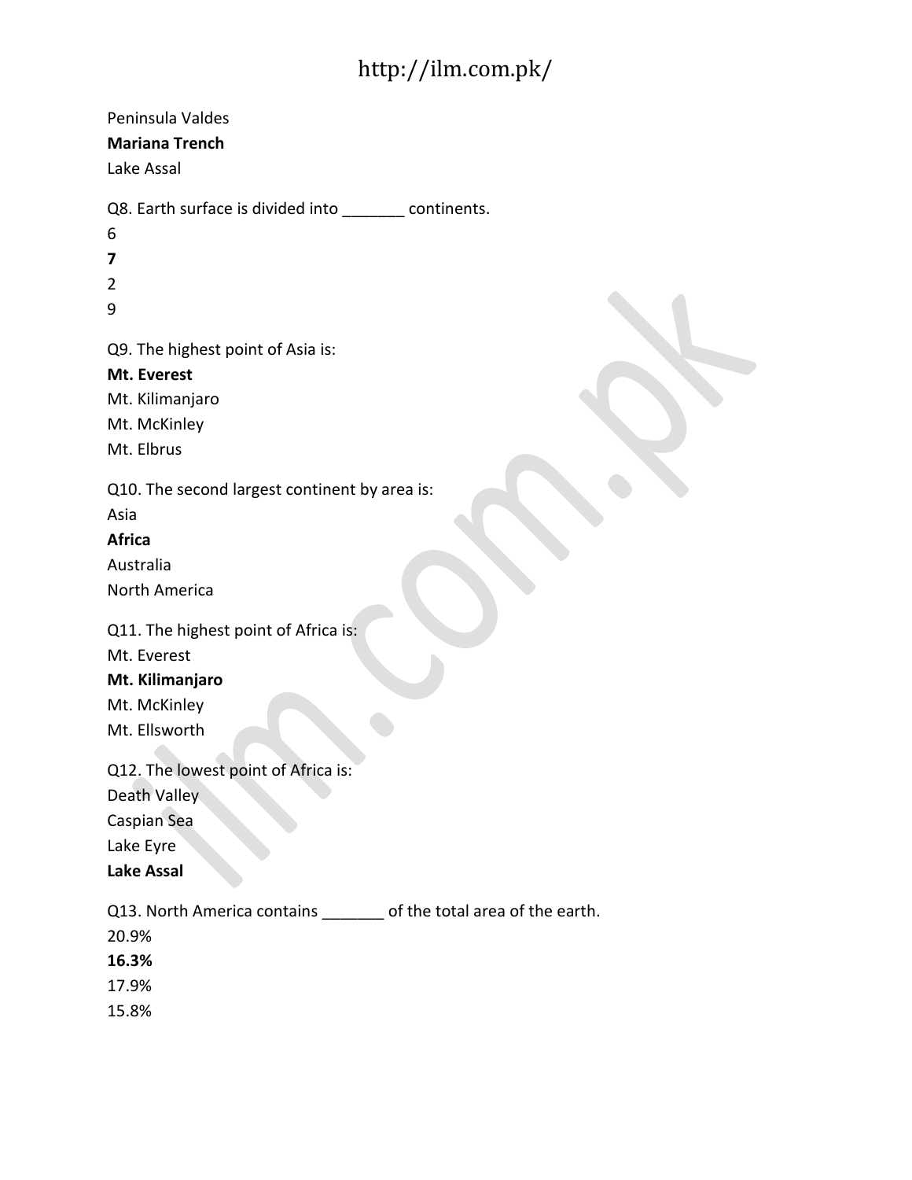Peninsula Valdes

**Mariana Trench**

Lake Assal

Q8. Earth surface is divided into _______ continents.

6

**7**

2

9

Q9. The highest point of Asia is:

**Mt. Everest**

Mt. Kilimanjaro

Mt. McKinley

Mt. Elbrus

Q10. The second largest continent by area is:

Asia

**Africa**

Australia

North America

Q11. The highest point of Africa is:

Mt. Everest

**Mt. Kilimanjaro**

Mt. McKinley

Mt. Ellsworth

Q12. The lowest point of Africa is:

Death Valley

Caspian Sea

Lake Eyre

**Lake Assal**

Q13. North America contains _______ of the total area of the earth.

20.9%

**16.3%**

17.9%

15.8%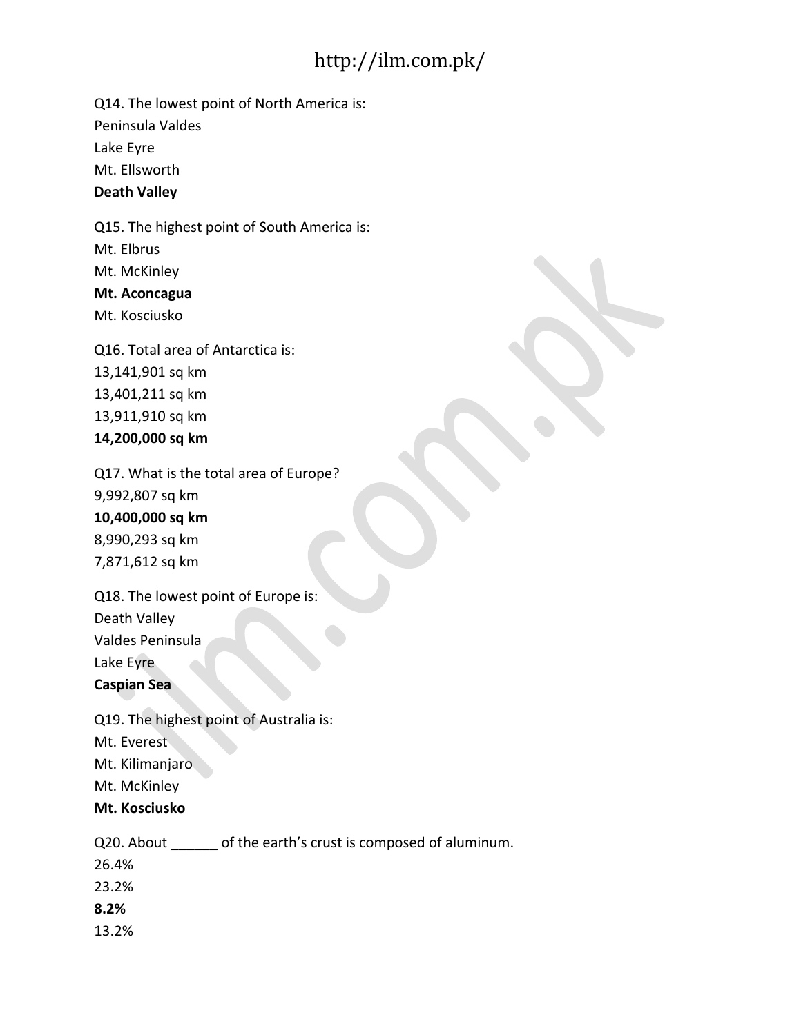Q14. The lowest point of North America is:
Peninsula Valdes
Lake Eyre
Mt. Ellsworth
**Death Valley**

Q15. The highest point of South America is:
Mt. Elbrus
Mt. McKinley
**Mt. Aconcagua**
Mt. Kosciusko

Q16. Total area of Antarctica is:
13,141,901 sq km
13,401,211 sq km
13,911,910 sq km
**14,200,000 sq km**

Q17. What is the total area of Europe?
9,992,807 sq km
**10,400,000 sq km**
8,990,293 sq km
7,871,612 sq km

Q18. The lowest point of Europe is:
Death Valley
Valdes Peninsula
Lake Eyre
**Caspian Sea**

Q19. The highest point of Australia is:
Mt. Everest
Mt. Kilimanjaro
Mt. McKinley
**Mt. Kosciusko**

Q20. About ______ of the earth's crust is composed of aluminum.
26.4%
23.2%
**8.2%**
13.2%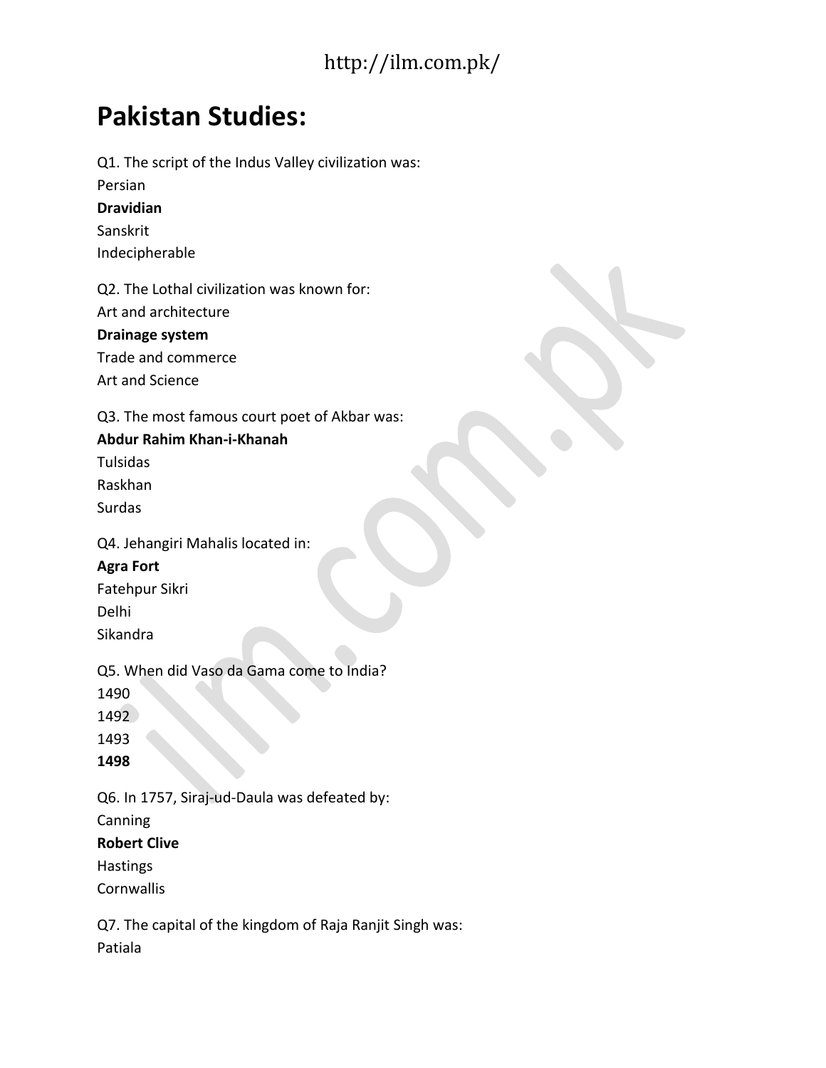# Pakistan Studies:

Q1. The script of the Indus Valley civilization was:
Persian
**Dravidian**
Sanskrit
Indecipherable

Q2. The Lothal civilization was known for:
Art and architecture
**Drainage system**
Trade and commerce
Art and Science

Q3. The most famous court poet of Akbar was:
**Abdur Rahim Khan-i-Khanah**
Tulsidas
Raskhan
Surdas

Q4. Jehangiri Mahalis located in:
**Agra Fort**
Fatehpur Sikri
Delhi
Sikandra

Q5. When did Vaso da Gama come to India?
1490
1492
1493
**1498**

Q6. In 1757, Siraj-ud-Daula was defeated by:
Canning
**Robert Clive**
Hastings
Cornwallis

Q7. The capital of the kingdom of Raja Ranjit Singh was:
Patiala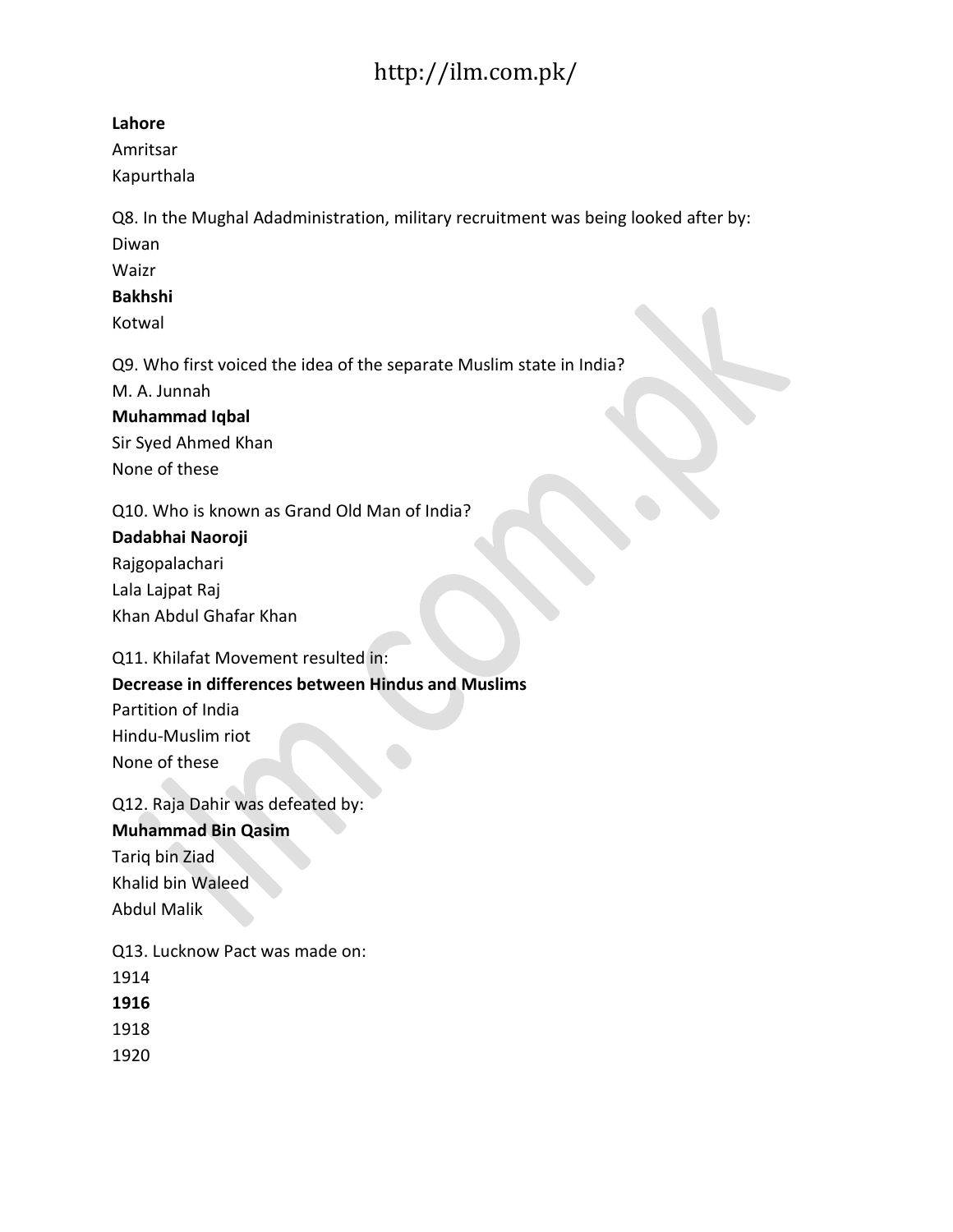**Lahore**
Amritsar
Kapurthala

Q8. In the Mughal Adadministration, military recruitment was being looked after by:
Diwan
Waizr
**Bakhshi**
Kotwal

Q9. Who first voiced the idea of the separate Muslim state in India?
M. A. Junnah
**Muhammad Iqbal**
Sir Syed Ahmed Khan
None of these

Q10. Who is known as Grand Old Man of India?
**Dadabhai Naoroji**
Rajgopalachari
Lala Lajpat Raj
Khan Abdul Ghafar Khan

Q11. Khilafat Movement resulted in:
**Decrease in differences between Hindus and Muslims**
Partition of India
Hindu-Muslim riot
None of these

Q12. Raja Dahir was defeated by:
**Muhammad Bin Qasim**
Tariq bin Ziad
Khalid bin Waleed
Abdul Malik

Q13. Lucknow Pact was made on:
1914
**1916**
1918
1920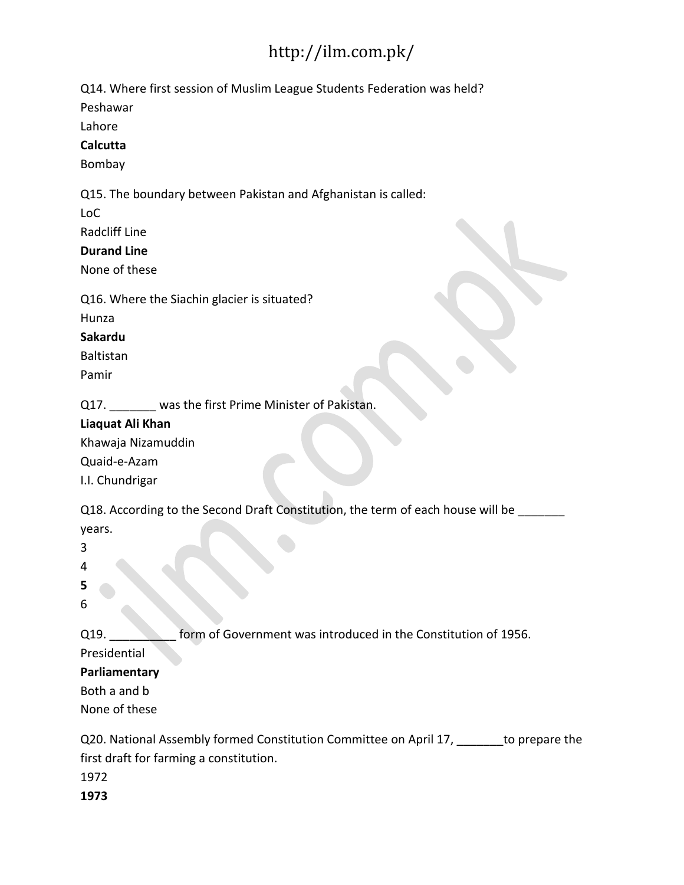Q14. Where first session of Muslim League Students Federation was held?

Peshawar

Lahore

**Calcutta**

Bombay

Q15. The boundary between Pakistan and Afghanistan is called:

LoC

Radcliff Line

**Durand Line**

None of these

Q16. Where the Siachin glacier is situated?

Hunza

**Sakardu**

Baltistan

Pamir

Q17. _______ was the first Prime Minister of Pakistan.

**Liaquat Ali Khan**

Khawaja Nizamuddin

Quaid-e-Azam

I.I. Chundrigar

Q18. According to the Second Draft Constitution, the term of each house will be _______ years.

3

4

**5**

6

Q19. __________ form of Government was introduced in the Constitution of 1956.

Presidential

**Parliamentary**

Both a and b

None of these

Q20. National Assembly formed Constitution Committee on April 17, _______to prepare the first draft for farming a constitution.

1972

**1973**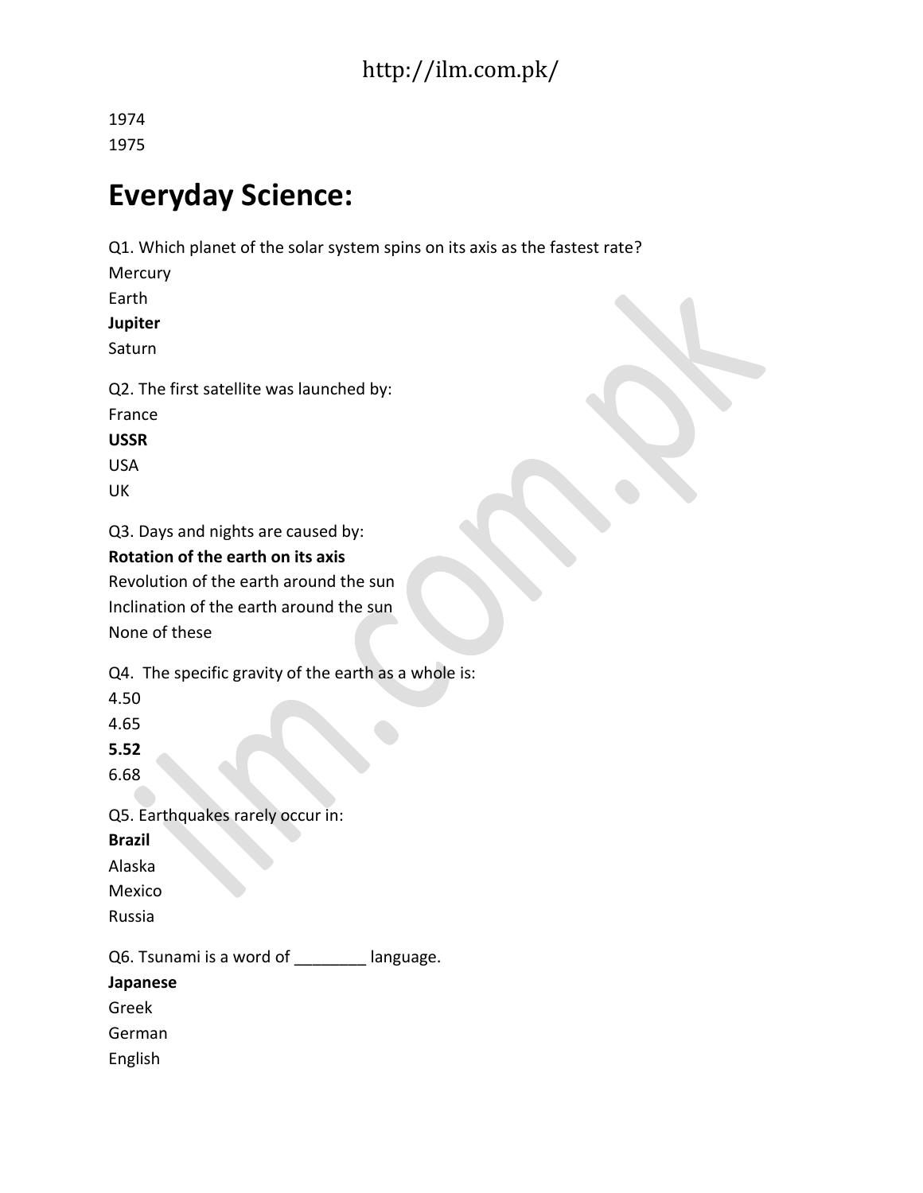1974
1975

# Everyday Science:

Q1. Which planet of the solar system spins on its axis as the fastest rate?
Mercury
Earth
**Jupiter**
Saturn

Q2. The first satellite was launched by:
France
**USSR**
USA
UK

Q3. Days and nights are caused by:
**Rotation of the earth on its axis**
Revolution of the earth around the sun
Inclination of the earth around the sun
None of these

Q4. The specific gravity of the earth as a whole is:
4.50
4.65
**5.52**
6.68

Q5. Earthquakes rarely occur in:
**Brazil**
Alaska
Mexico
Russia

Q6. Tsunami is a word of ________ language.
**Japanese**
Greek
German
English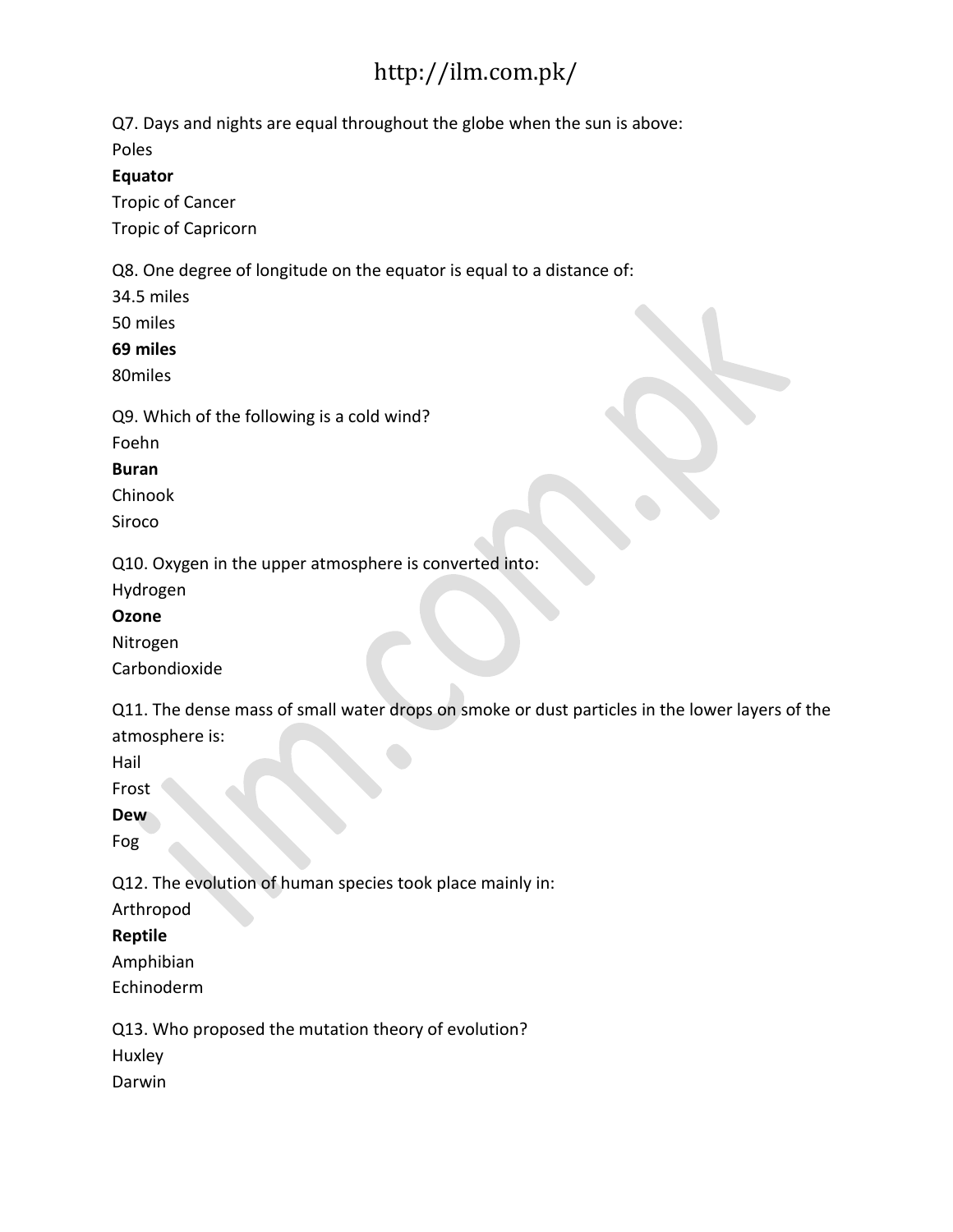Q7. Days and nights are equal throughout the globe when the sun is above:
Poles
**Equator**
Tropic of Cancer
Tropic of Capricorn

Q8. One degree of longitude on the equator is equal to a distance of:
34.5 miles
50 miles
**69 miles**
80miles

Q9. Which of the following is a cold wind?
Foehn
**Buran**
Chinook
Siroco

Q10. Oxygen in the upper atmosphere is converted into:
Hydrogen
**Ozone**
Nitrogen
Carbondioxide

Q11. The dense mass of small water drops on smoke or dust particles in the lower layers of the atmosphere is:
Hail
Frost
**Dew**
Fog

Q12. The evolution of human species took place mainly in:
Arthropod
**Reptile**
Amphibian
Echinoderm

Q13. Who proposed the mutation theory of evolution?
Huxley
Darwin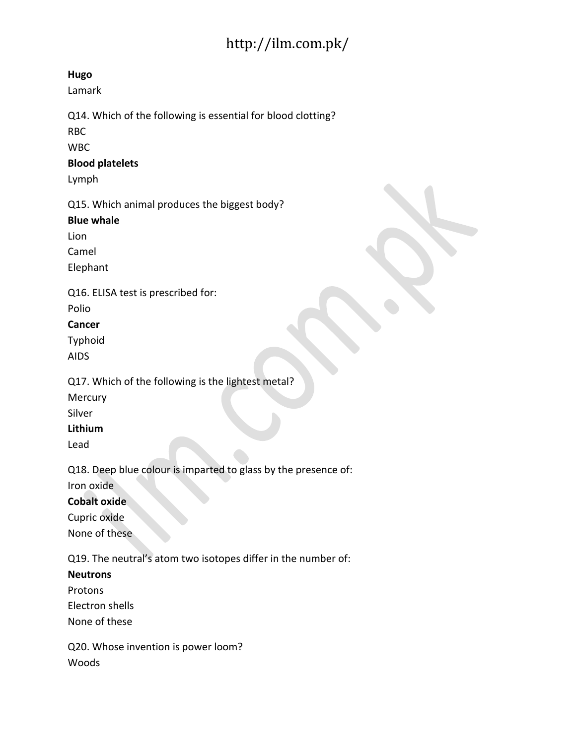**Hugo**

Lamark

Q14. Which of the following is essential for blood clotting?

RBC

WBC

**Blood platelets**

Lymph

Q15. Which animal produces the biggest body?

**Blue whale**

Lion

Camel

Elephant

Q16. ELISA test is prescribed for:

Polio

**Cancer**

Typhoid

AIDS

Q17. Which of the following is the lightest metal?

Mercury

Silver

**Lithium**

Lead

Q18. Deep blue colour is imparted to glass by the presence of:

Iron oxide

**Cobalt oxide**

Cupric oxide

None of these

Q19. The neutral's atom two isotopes differ in the number of:

**Neutrons**

Protons

Electron shells

None of these

Q20. Whose invention is power loom?

Woods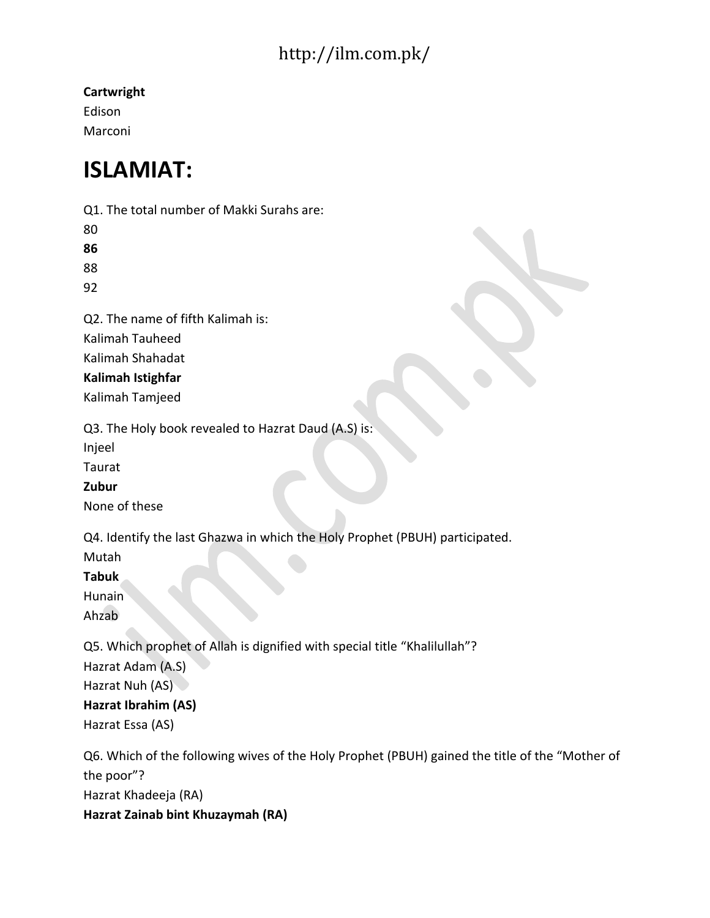**Cartwright**
Edison
Marconi

# ISLAMIAT:

Q1. The total number of Makki Surahs are:
80
**86**
88
92

Q2. The name of fifth Kalimah is:
Kalimah Tauheed
Kalimah Shahadat
**Kalimah Istighfar**
Kalimah Tamjeed

Q3. The Holy book revealed to Hazrat Daud (A.S) is:
Injeel
Taurat
**Zubur**
None of these

Q4. Identify the last Ghazwa in which the Holy Prophet (PBUH) participated.
Mutah
**Tabuk**
Hunain
Ahzab

Q5. Which prophet of Allah is dignified with special title "Khalilullah"?
Hazrat Adam (A.S)
Hazrat Nuh (AS)
**Hazrat Ibrahim (AS)**
Hazrat Essa (AS)

Q6. Which of the following wives of the Holy Prophet (PBUH) gained the title of the "Mother of the poor"?
Hazrat Khadeeja (RA)
**Hazrat Zainab bint Khuzaymah (RA)**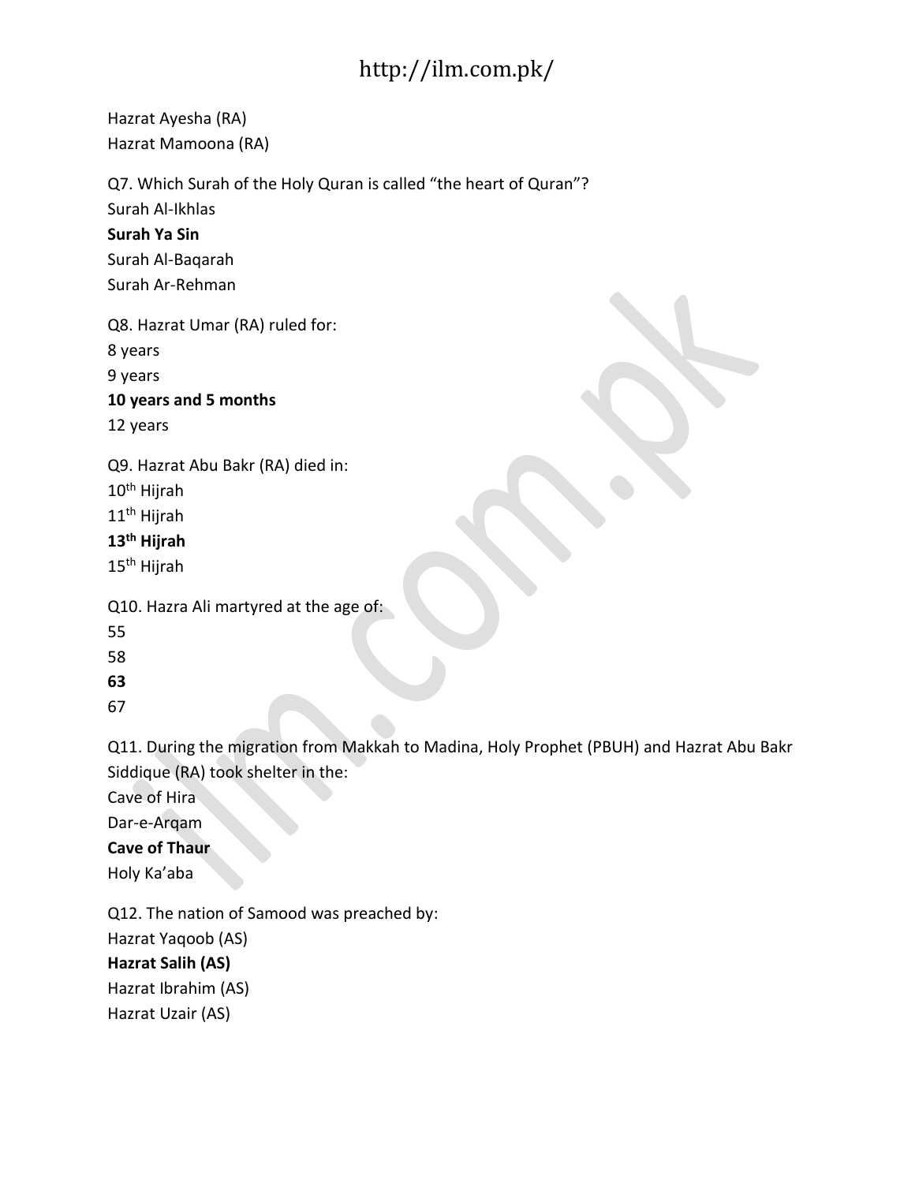Hazrat Ayesha (RA)
Hazrat Mamoona (RA)

Q7. Which Surah of the Holy Quran is called “the heart of Quran”?
Surah Al-Ikhlas
**Surah Ya Sin**
Surah Al-Baqarah
Surah Ar-Rehman

Q8. Hazrat Umar (RA) ruled for:
8 years
9 years
**10 years and 5 months**
12 years

Q9. Hazrat Abu Bakr (RA) died in:
10th Hijrah
11th Hijrah
**13th Hijrah**
15th Hijrah

Q10. Hazra Ali martyred at the age of:
55
58
**63**
67

Q11. During the migration from Makkah to Madina, Holy Prophet (PBUH) and Hazrat Abu Bakr Siddique (RA) took shelter in the:
Cave of Hira
Dar-e-Arqam
**Cave of Thaur**
Holy Ka’aba

Q12. The nation of Samood was preached by:
Hazrat Yaqoob (AS)
**Hazrat Salih (AS)**
Hazrat Ibrahim (AS)
Hazrat Uzair (AS)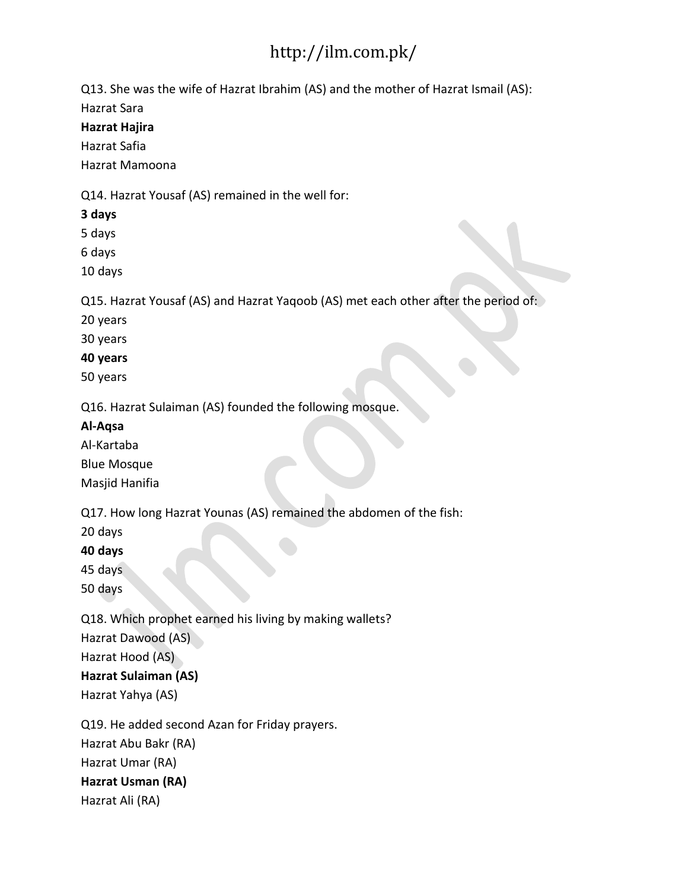Q13. She was the wife of Hazrat Ibrahim (AS) and the mother of Hazrat Ismail (AS):

Hazrat Sara

**Hazrat Hajira**

Hazrat Safia

Hazrat Mamoona

Q14. Hazrat Yousaf (AS) remained in the well for:

**3 days**

5 days

6 days

10 days

Q15. Hazrat Yousaf (AS) and Hazrat Yaqoob (AS) met each other after the period of:

20 years

30 years

**40 years**

50 years

Q16. Hazrat Sulaiman (AS) founded the following mosque.

**Al-Aqsa**

Al-Kartaba

Blue Mosque

Masjid Hanifia

Q17. How long Hazrat Younas (AS) remained the abdomen of the fish:

20 days

**40 days**

45 days

50 days

Q18. Which prophet earned his living by making wallets?

Hazrat Dawood (AS)

Hazrat Hood (AS)

**Hazrat Sulaiman (AS)**

Hazrat Yahya (AS)

Q19. He added second Azan for Friday prayers.

Hazrat Abu Bakr (RA)

Hazrat Umar (RA)

**Hazrat Usman (RA)**

Hazrat Ali (RA)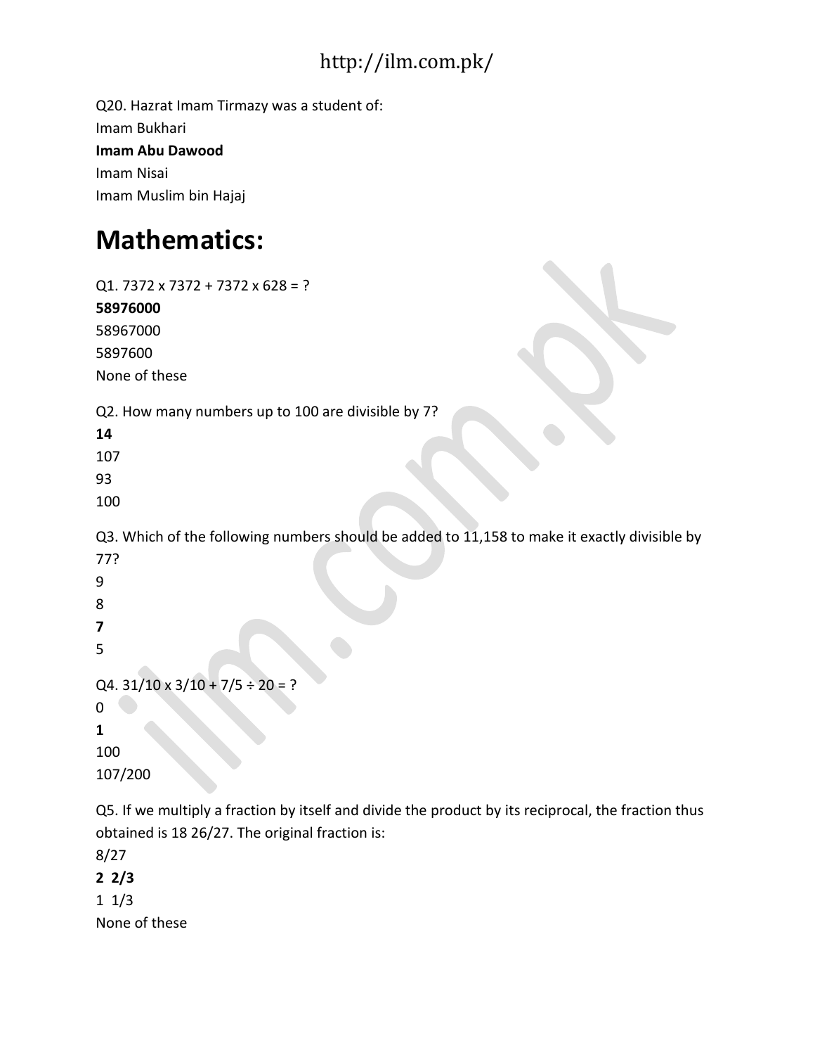Q20. Hazrat Imam Tirmazy was a student of:
Imam Bukhari
**Imam Abu Dawood**
Imam Nisai
Imam Muslim bin Hajaj

# Mathematics:

Q1. 7372 x 7372 + 7372 x 628 = ?
**58976000**
58967000
5897600
None of these

Q2. How many numbers up to 100 are divisible by 7?
**14**
107
93
100

Q3. Which of the following numbers should be added to 11,158 to make it exactly divisible by 77?
9
8
**7**
5

Q4. 31/10 x 3/10 + 7/5 ÷ 20 = ?
0
**1**
100
107/200

Q5. If we multiply a fraction by itself and divide the product by its reciprocal, the fraction thus obtained is 18 26/27. The original fraction is:
8/27
**2 2/3**
1 1/3
None of these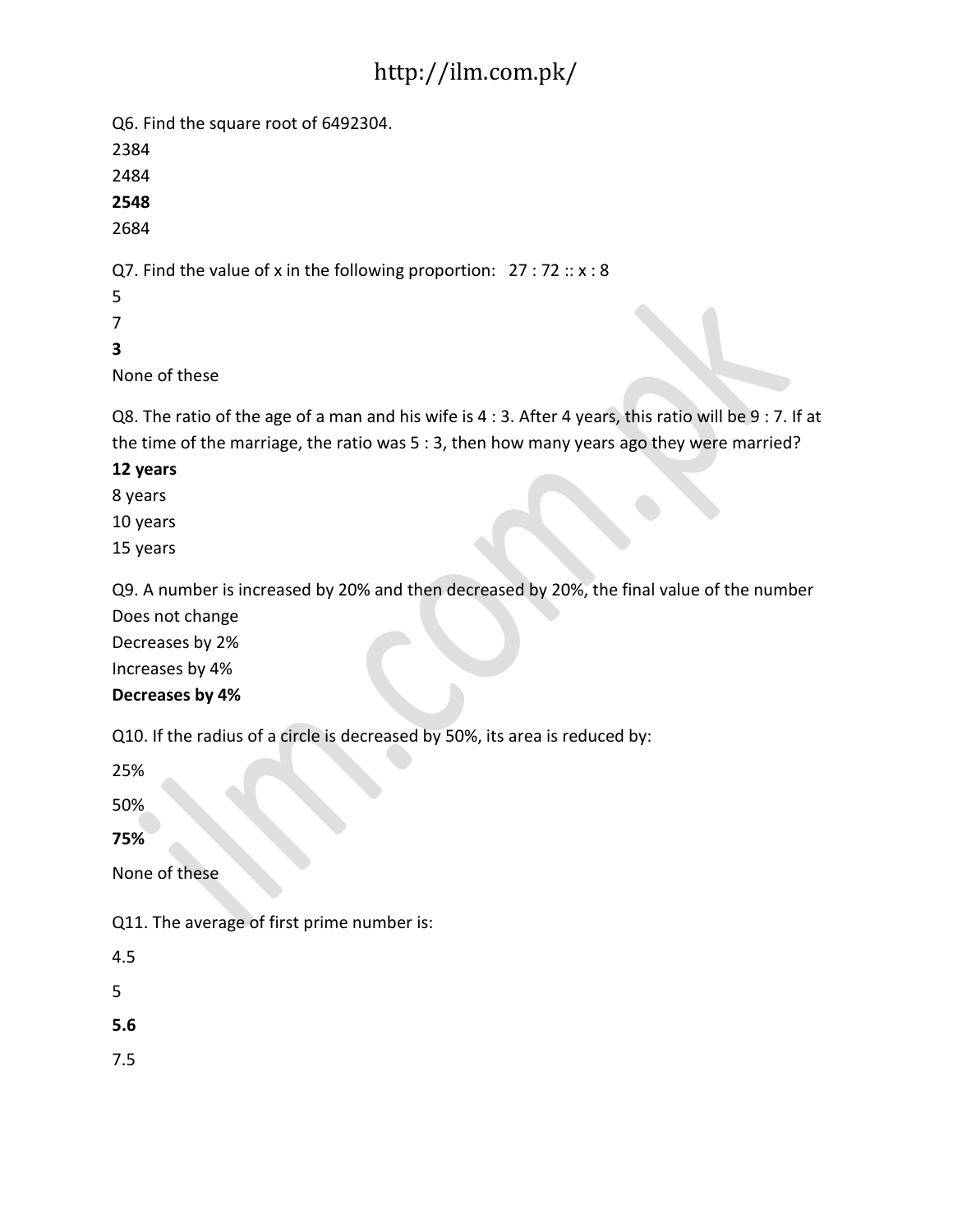Q6. Find the square root of 6492304.

2384

2484

**2548**

2684

Q7. Find the value of x in the following proportion: 27 : 72 :: x : 8

5

7

**3**

None of these

Q8. The ratio of the age of a man and his wife is 4 : 3. After 4 years, this ratio will be 9 : 7. If at the time of the marriage, the ratio was 5 : 3, then how many years ago they were married?

**12 years**

8 years

10 years

15 years

Q9. A number is increased by 20% and then decreased by 20%, the final value of the number

Does not change

Decreases by 2%

Increases by 4%

**Decreases by 4%**

Q10. If the radius of a circle is decreased by 50%, its area is reduced by:

25%

50%

**75%**

None of these

Q11. The average of first prime number is:

4.5

5

**5.6**

7.5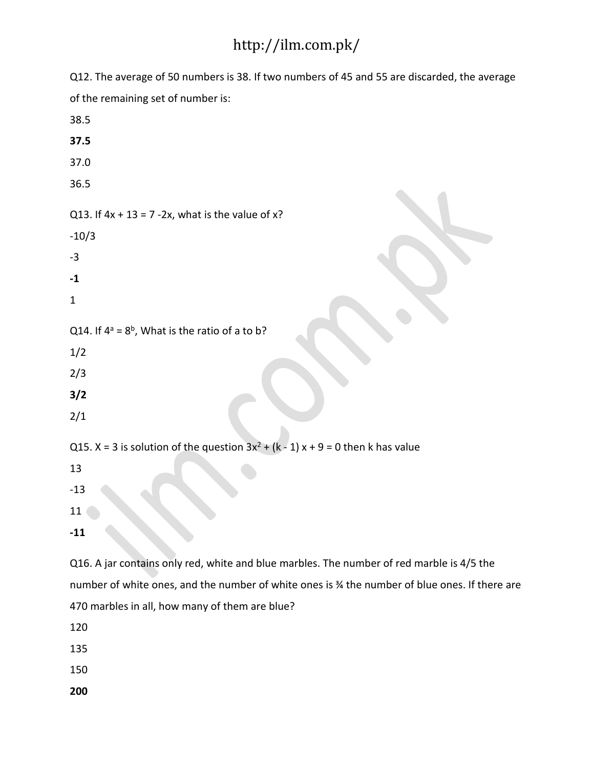Q12. The average of 50 numbers is 38. If two numbers of 45 and 55 are discarded, the average of the remaining set of number is:

38.5

**37.5**

37.0

36.5

Q13. If $4x + 13 = 7 - 2x$, what is the value of x?

-10/3

-3

**-1**

1

Q14. If $4^a = 8^b$, What is the ratio of a to b?

1/2

2/3

**3/2**

2/1

Q15. X = 3 is solution of the question $3x^2 + (k - 1)x + 9 = 0$ then k has value

13

-13

11

**-11**

Q16. A jar contains only red, white and blue marbles. The number of red marble is 4/5 the number of white ones, and the number of white ones is ¾ the number of blue ones. If there are 470 marbles in all, how many of them are blue?

120

135

150

**200**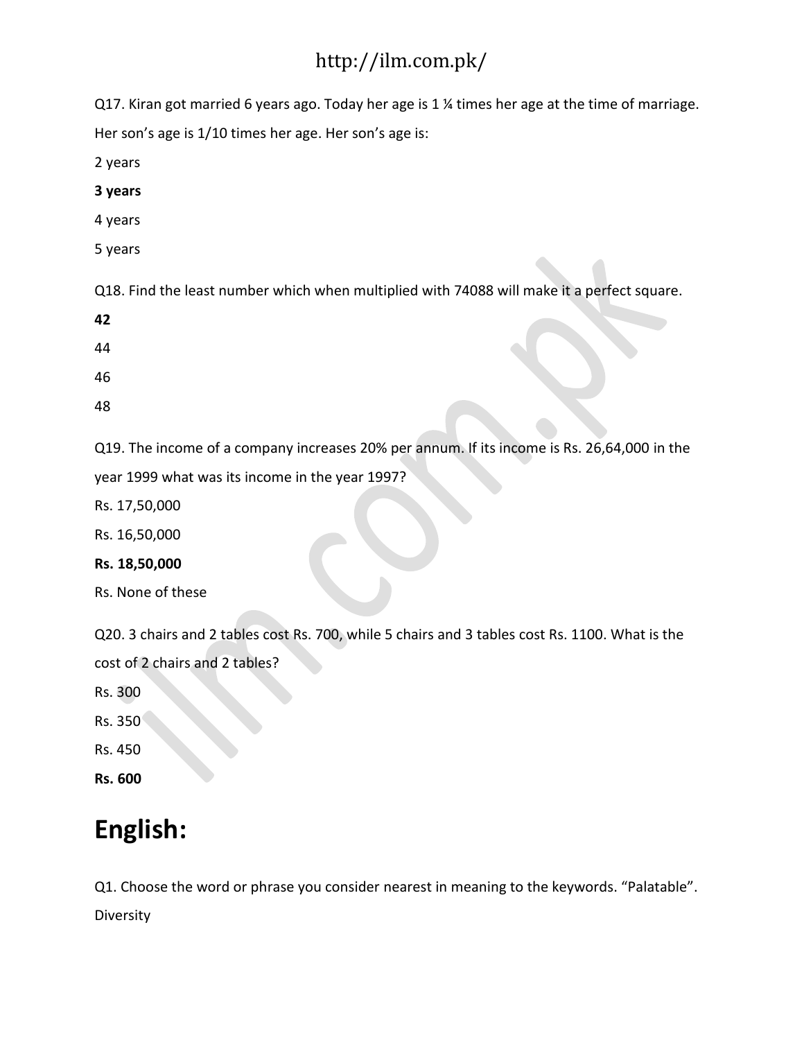Q17. Kiran got married 6 years ago. Today her age is 1 ¼ times her age at the time of marriage. Her son's age is 1/10 times her age. Her son's age is:

2 years

**3 years**

4 years

5 years

Q18. Find the least number which when multiplied with 74088 will make it a perfect square.

**42**

44

46

48

Q19. The income of a company increases 20% per annum. If its income is Rs. 26,64,000 in the year 1999 what was its income in the year 1997?

Rs. 17,50,000

Rs. 16,50,000

**Rs. 18,50,000**

Rs. None of these

Q20. 3 chairs and 2 tables cost Rs. 700, while 5 chairs and 3 tables cost Rs. 1100. What is the cost of 2 chairs and 2 tables?

Rs. 300

Rs. 350

Rs. 450

**Rs. 600**

# English:

Q1. Choose the word or phrase you consider nearest in meaning to the keywords. "Palatable".

Diversity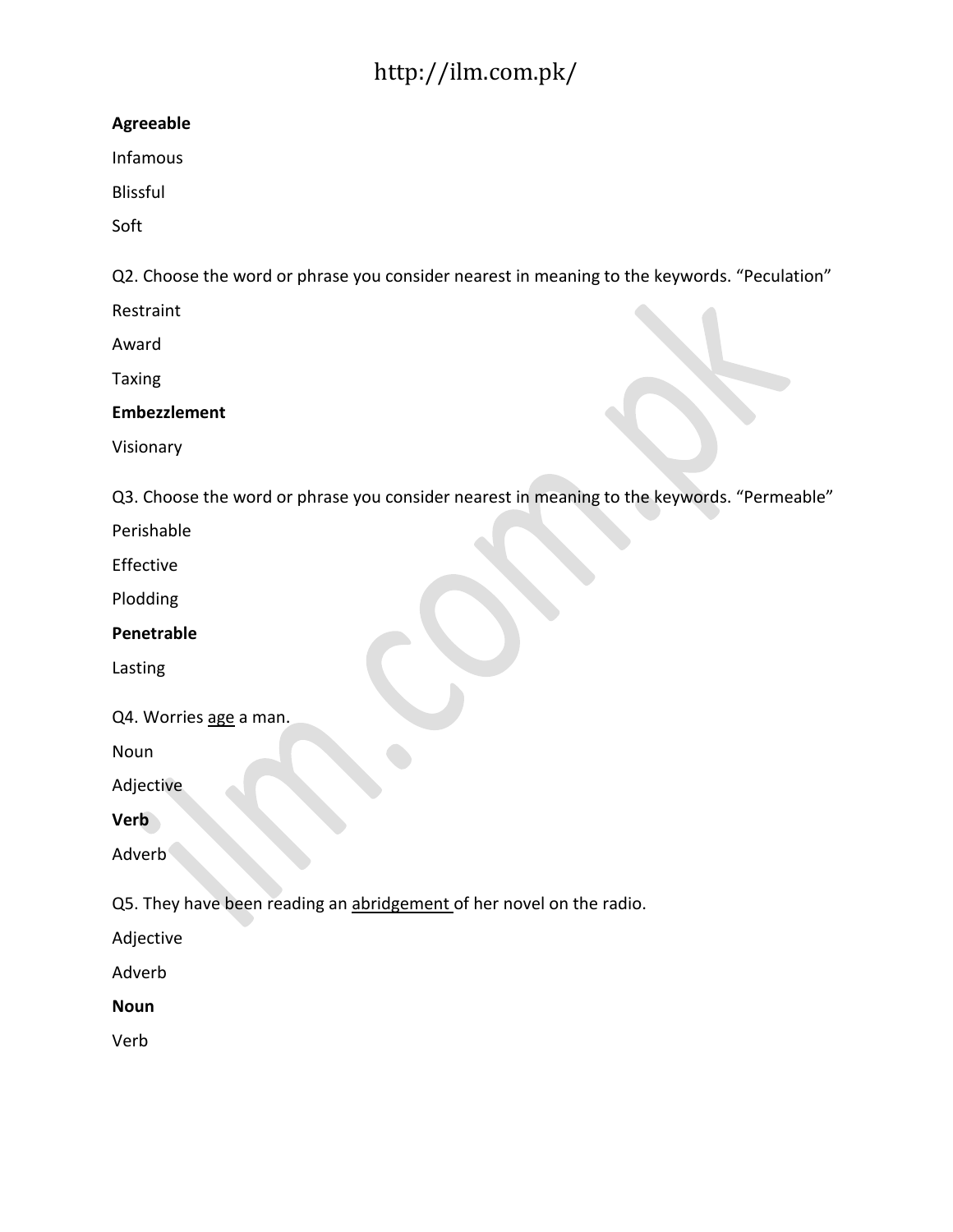**Agreeable**

Infamous

Blissful

Soft

Q2. Choose the word or phrase you consider nearest in meaning to the keywords. “Peculation”

Restraint

Award

Taxing

**Embezzlement**

Visionary

Q3. Choose the word or phrase you consider nearest in meaning to the keywords. “Permeable”

Perishable

Effective

Plodding

**Penetrable**

Lasting

Q4. Worries <u>age</u> a man.

Noun

Adjective

**Verb**

Adverb

Q5. They have been reading an <u>abridgement</u> of her novel on the radio.

Adjective

Adverb

**Noun**

Verb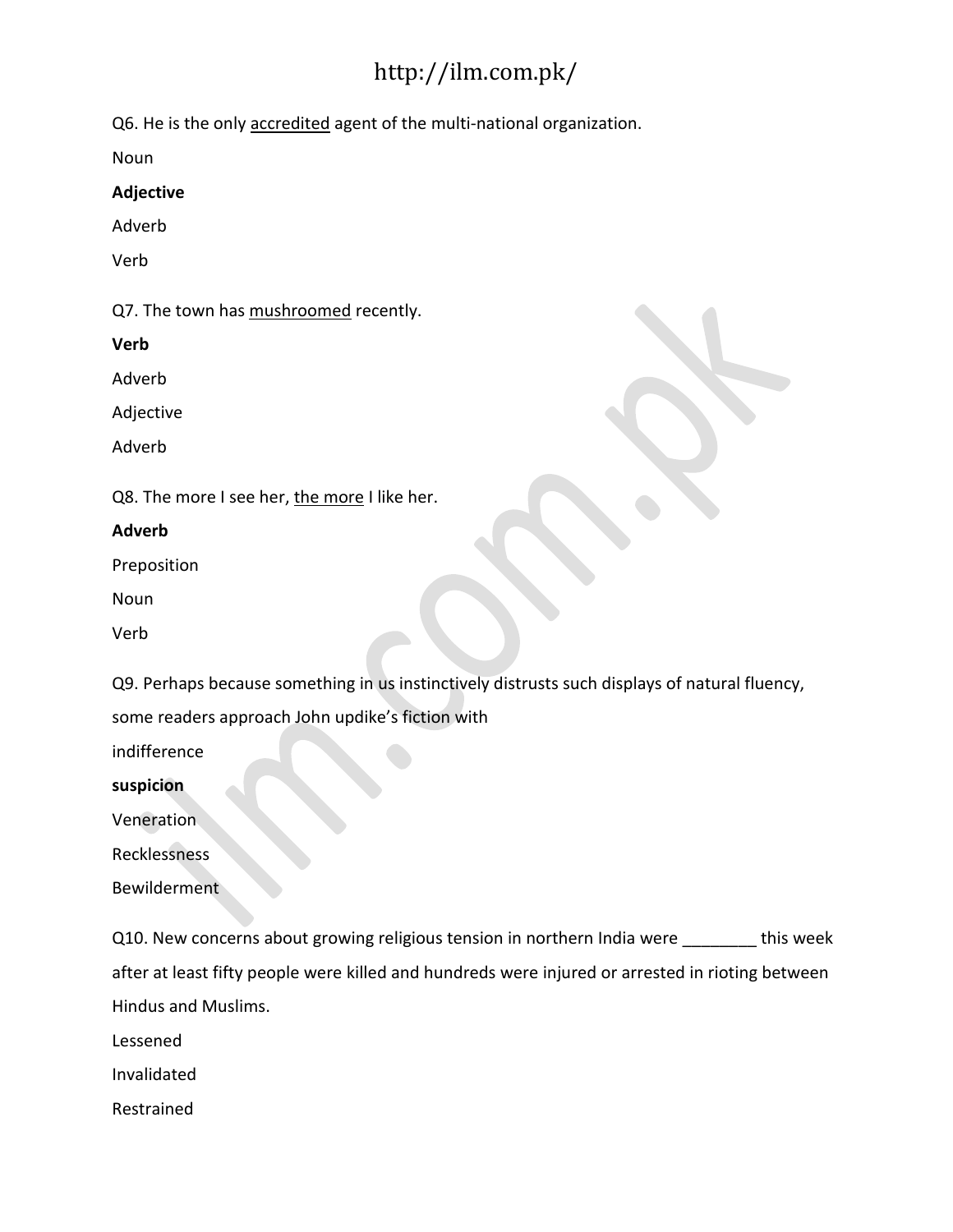Q6. He is the only <u>accredited</u> agent of the multi-national organization.

Noun

**Adjective**

Adverb

Verb

Q7. The town has <u>mushroomed</u> recently.

**Verb**

Adverb

Adjective

Adverb

Q8. The more I see her, <u>the more</u> I like her.

**Adverb**

Preposition

Noun

Verb

Q9. Perhaps because something in us instinctively distrusts such displays of natural fluency, some readers approach John updike's fiction with

indifference

**suspicion**

Veneration

Recklessness

Bewilderment

Q10. New concerns about growing religious tension in northern India were ________ this week after at least fifty people were killed and hundreds were injured or arrested in rioting between Hindus and Muslims.

Lessened

Invalidated

Restrained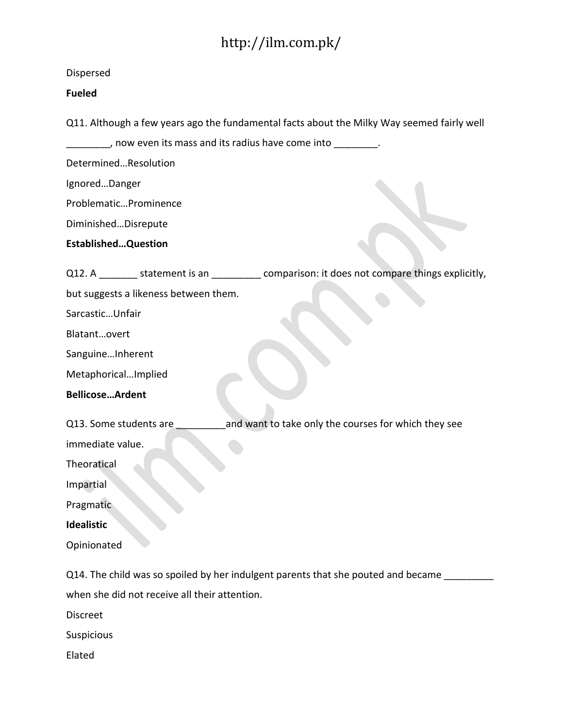Dispersed

**Fueled**

Q11. Although a few years ago the fundamental facts about the Milky Way seemed fairly well ________, now even its mass and its radius have come into ________.

Determined…Resolution

Ignored…Danger

Problematic…Prominence

Diminished…Disrepute

**Established…Question**

Q12. A _______ statement is an _________ comparison: it does not compare things explicitly, but suggests a likeness between them.

Sarcastic…Unfair

Blatant…overt

Sanguine…Inherent

Metaphorical…Implied

**Bellicose…Ardent**

Q13. Some students are _________and want to take only the courses for which they see immediate value.

Theoretical

Impartial

Pragmatic

**Idealistic**

Opinionated

Q14. The child was so spoiled by her indulgent parents that she pouted and became _________ when she did not receive all their attention.

Discreet

Suspicious

Elated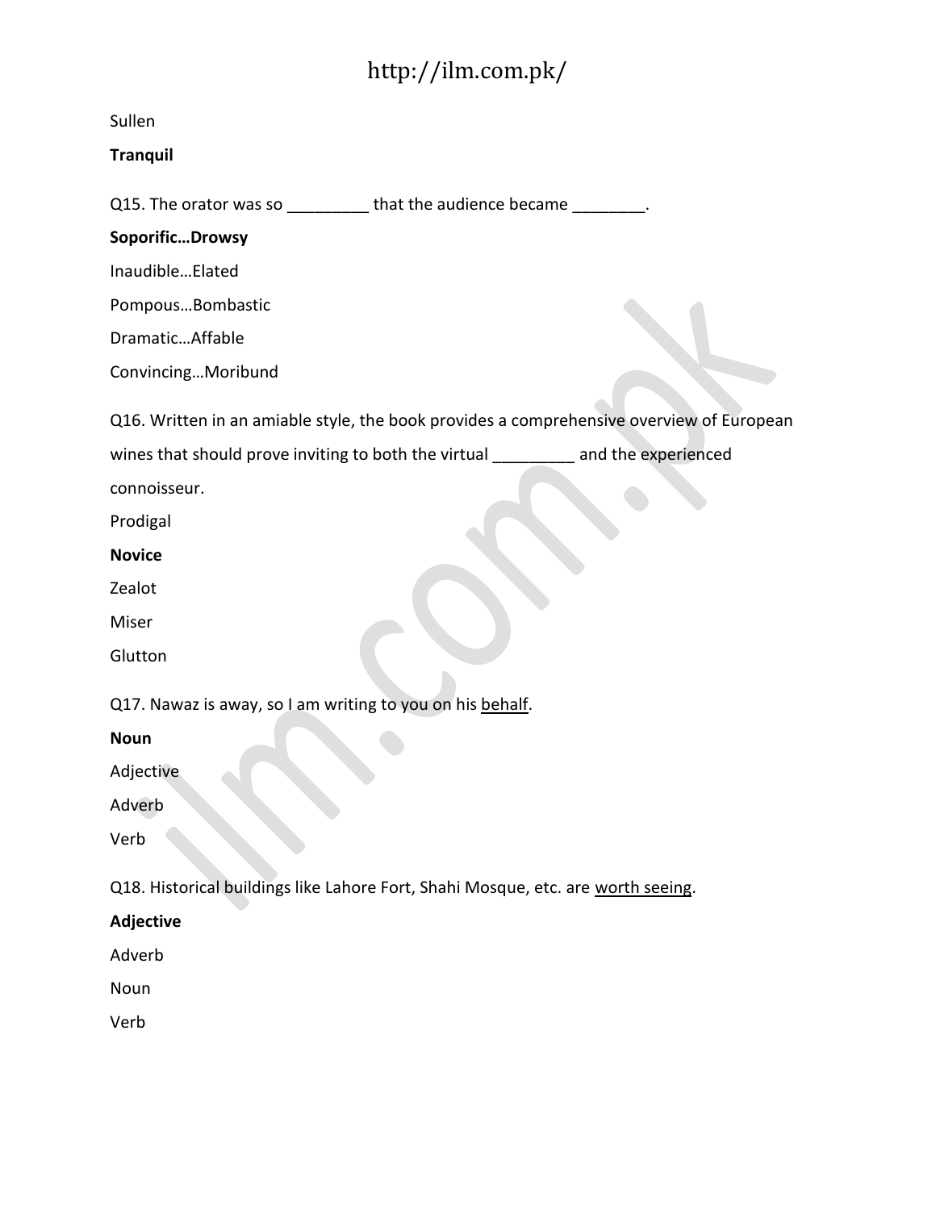Sullen

**Tranquil**

Q15. The orator was so _________ that the audience became ________.

**Soporific…Drowsy**

Inaudible…Elated

Pompous…Bombastic

Dramatic…Affable

Convincing…Moribund

Q16. Written in an amiable style, the book provides a comprehensive overview of European wines that should prove inviting to both the virtual _________ and the experienced connoisseur.

Prodigal

**Novice**

Zealot

Miser

Glutton

Q17. Nawaz is away, so I am writing to you on his <u>behalf</u>.

**Noun**

Adjective

Adverb

Verb

Q18. Historical buildings like Lahore Fort, Shahi Mosque, etc. are <u>worth seeing</u>.

**Adjective**

Adverb

Noun

Verb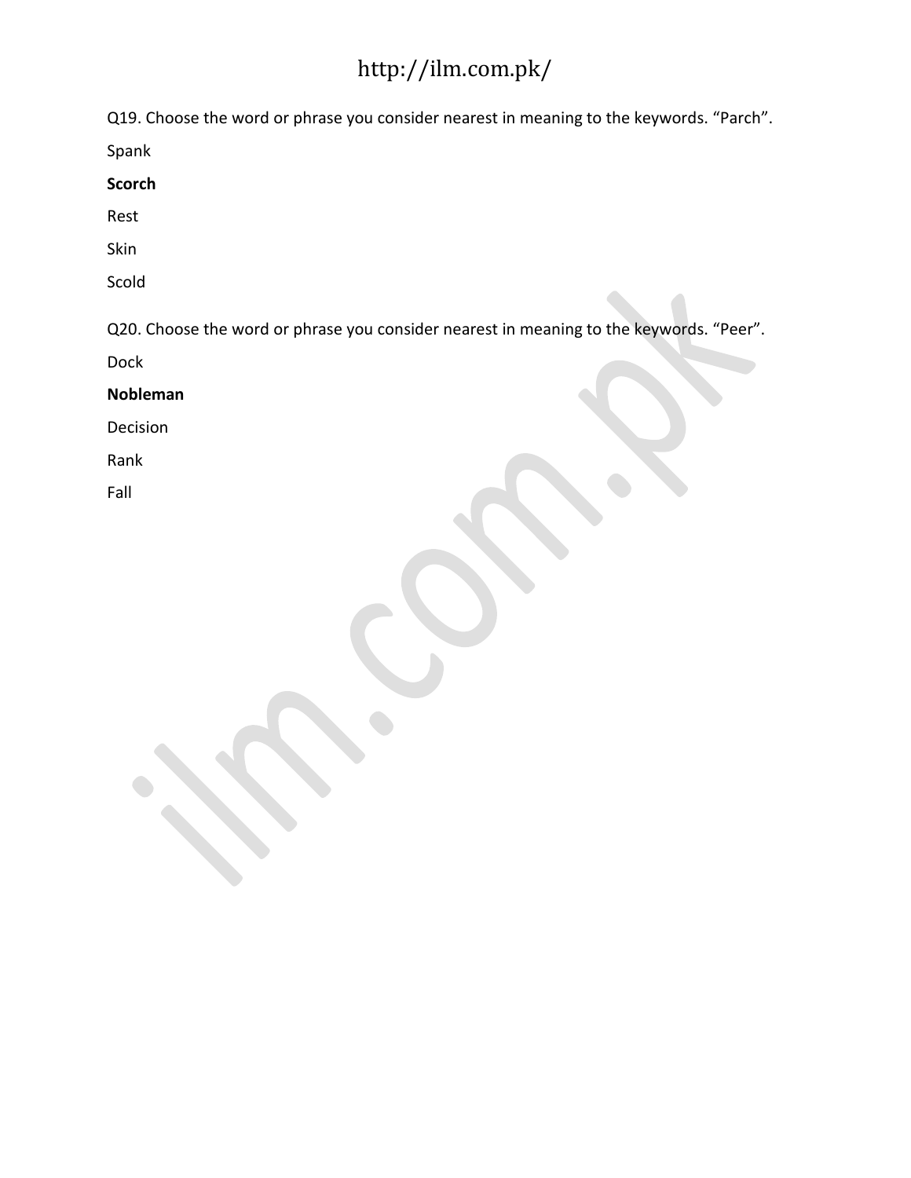Q19. Choose the word or phrase you consider nearest in meaning to the keywords. “Parch”.

Spank

**Scorch**

Rest

Skin

Scold

Q20. Choose the word or phrase you consider nearest in meaning to the keywords. “Peer”.

Dock

**Nobleman**

Decision

Rank

Fall